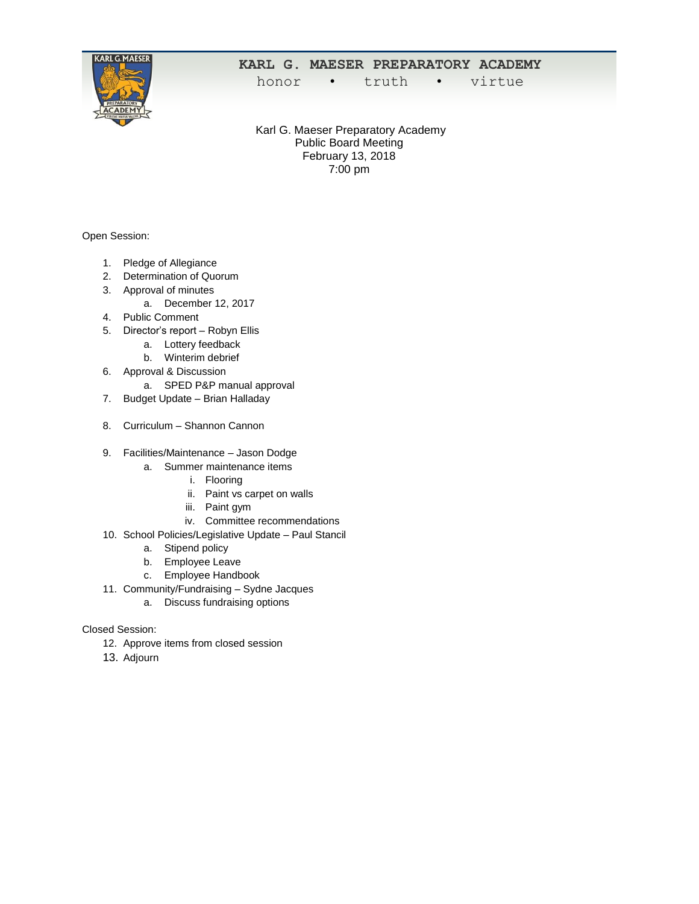**KARL G. MAESER PREPARATORY ACADEMY**
honor • truth • virtue

Karl G. Maeser Preparatory Academy
Public Board Meeting
February 13, 2018
7:00 pm

Open Session:

1. Pledge of Allegiance
2. Determination of Quorum
3. Approval of minutes
   a. December 12, 2017
4. Public Comment
5. Director's report – Robyn Ellis
   a. Lottery feedback
   b. Winterim debrief
6. Approval & Discussion
   a. SPED P&P manual approval
7. Budget Update – Brian Halladay
8. Curriculum – Shannon Cannon
9. Facilities/Maintenance – Jason Dodge
   a. Summer maintenance items
      i. Flooring
      ii. Paint vs carpet on walls
      iii. Paint gym
      iv. Committee recommendations
10. School Policies/Legislative Update – Paul Stancil
    a. Stipend policy
    b. Employee Leave
    c. Employee Handbook
11. Community/Fundraising – Sydne Jacques
    a. Discuss fundraising options

Closed Session:

12. Approve items from closed session
13. Adjourn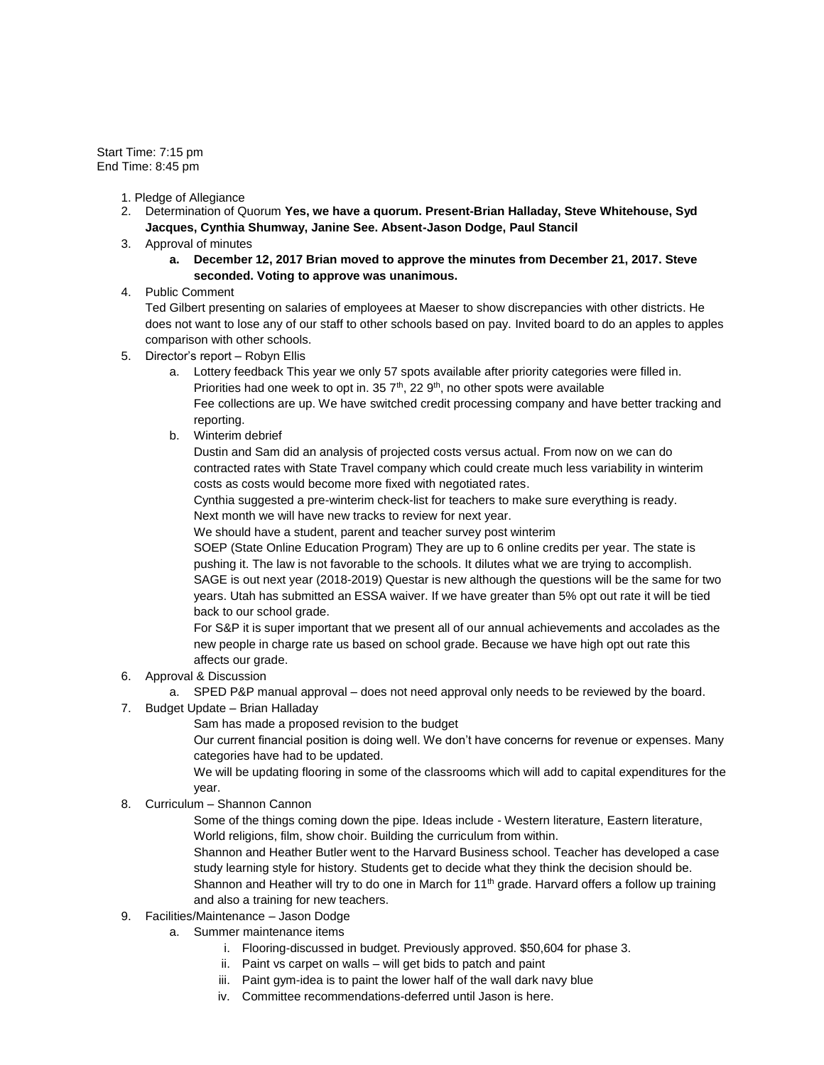Start Time: 7:15 pm
End Time: 8:45 pm

1. Pledge of Allegiance
2. Determination of Quorum **Yes, we have a quorum. Present-Brian Halladay, Steve Whitehouse, Syd Jacques, Cynthia Shumway, Janine See. Absent-Jason Dodge, Paul Stancil**
3. Approval of minutes
   a. **December 12, 2017 Brian moved to approve the minutes from December 21, 2017. Steve seconded. Voting to approve was unanimous.**
4. Public Comment
   Ted Gilbert presenting on salaries of employees at Maeser to show discrepancies with other districts. He does not want to lose any of our staff to other schools based on pay. Invited board to do an apples to apples comparison with other schools.
5. Director's report – Robyn Ellis
   a. Lottery feedback This year we only 57 spots available after priority categories were filled in. Priorities had one week to opt in. 35 7th, 22 9th, no other spots were available
      Fee collections are up. We have switched credit processing company and have better tracking and reporting.
   b. Winterim debrief
      Dustin and Sam did an analysis of projected costs versus actual. From now on we can do contracted rates with State Travel company which could create much less variability in winterim costs as costs would become more fixed with negotiated rates.
      Cynthia suggested a pre-winterim check-list for teachers to make sure everything is ready.
      Next month we will have new tracks to review for next year.
      We should have a student, parent and teacher survey post winterim
      SOEP (State Online Education Program) They are up to 6 online credits per year. The state is pushing it. The law is not favorable to the schools. It dilutes what we are trying to accomplish.
      SAGE is out next year (2018-2019) Questar is new although the questions will be the same for two years. Utah has submitted an ESSA waiver. If we have greater than 5% opt out rate it will be tied back to our school grade.
      For S&P it is super important that we present all of our annual achievements and accolades as the new people in charge rate us based on school grade. Because we have high opt out rate this affects our grade.
6. Approval & Discussion
   a. SPED P&P manual approval – does not need approval only needs to be reviewed by the board.
7. Budget Update – Brian Halladay
   Sam has made a proposed revision to the budget
   Our current financial position is doing well. We don't have concerns for revenue or expenses. Many categories have had to be updated.
   We will be updating flooring in some of the classrooms which will add to capital expenditures for the year.
8. Curriculum – Shannon Cannon
   Some of the things coming down the pipe. Ideas include - Western literature, Eastern literature, World religions, film, show choir. Building the curriculum from within.
   Shannon and Heather Butler went to the Harvard Business school. Teacher has developed a case study learning style for history. Students get to decide what they think the decision should be. Shannon and Heather will try to do one in March for 11th grade. Harvard offers a follow up training and also a training for new teachers.
9. Facilities/Maintenance – Jason Dodge
   a. Summer maintenance items
      i. Flooring-discussed in budget. Previously approved. $50,604 for phase 3.
      ii. Paint vs carpet on walls – will get bids to patch and paint
      iii. Paint gym-idea is to paint the lower half of the wall dark navy blue
      iv. Committee recommendations-deferred until Jason is here.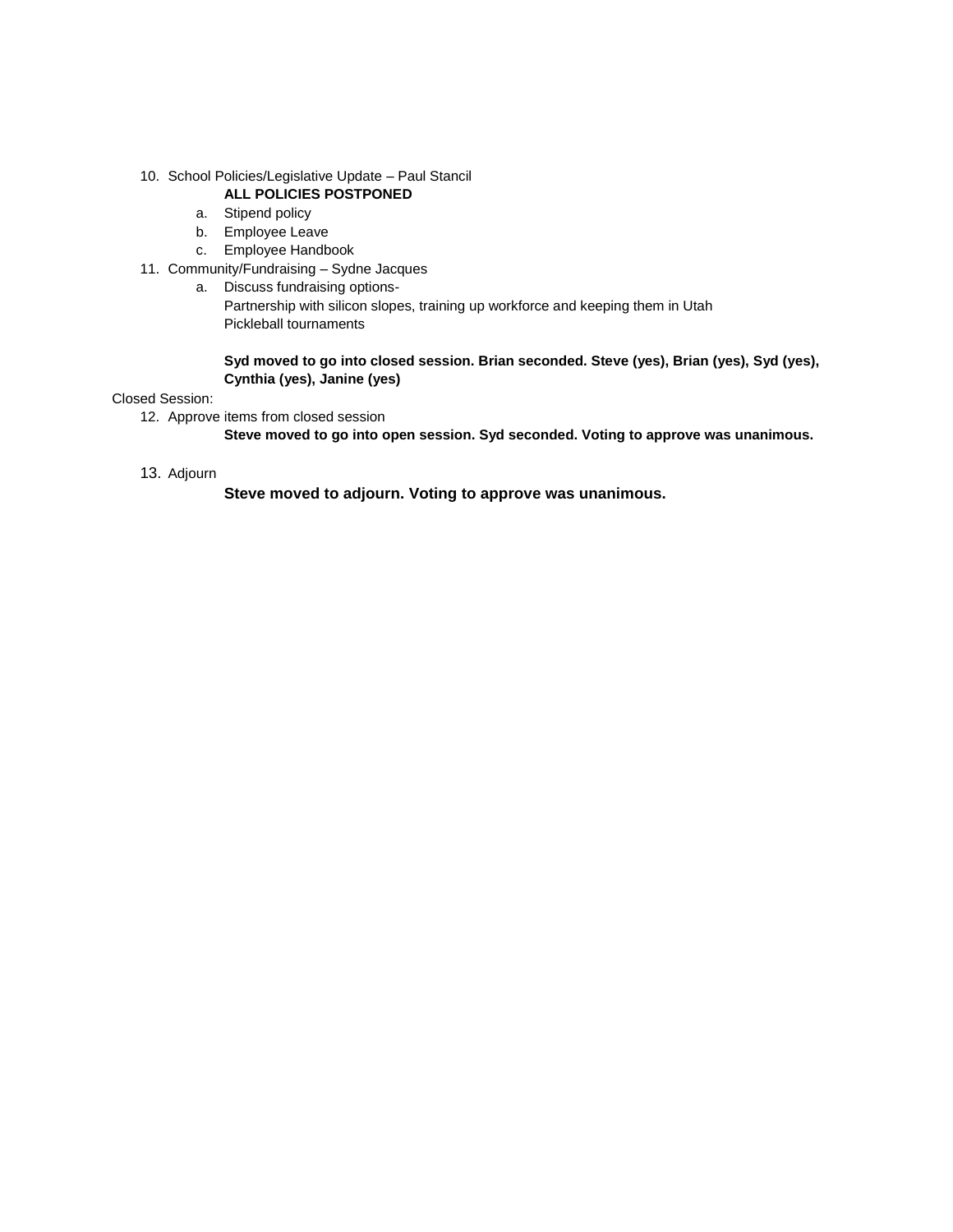10. School Policies/Legislative Update – Paul Stancil

    **ALL POLICIES POSTPONED**

    a. Stipend policy
    b. Employee Leave
    c. Employee Handbook

11. Community/Fundraising – Sydne Jacques

    a. Discuss fundraising options-
       Partnership with silicon slopes, training up workforce and keeping them in Utah
       Pickleball tournaments

       **Syd moved to go into closed session. Brian seconded. Steve (yes), Brian (yes), Syd (yes), Cynthia (yes), Janine (yes)**

Closed Session:

12. Approve items from closed session

    **Steve moved to go into open session. Syd seconded. Voting to approve was unanimous.**

13. Adjourn

    **Steve moved to adjourn. Voting to approve was unanimous.**